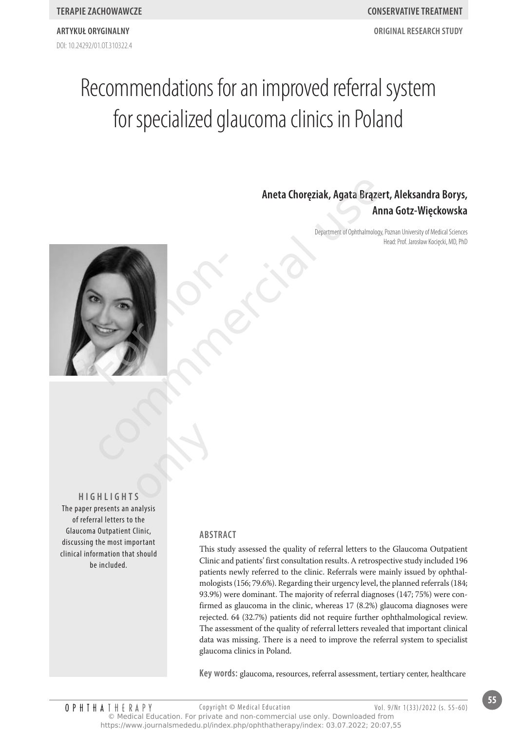TERAPIE ZACHOWAWCZE

CONSERVATIVE TREATMENT

ARTYKUŁ ORYGINALNY

ORIGINAL RESEARCH STUDY

DOI: 10.24292/01.OT.310322.4

# Recommendations for an improved referral system for specialized glaucoma clinics in Poland

**Aneta Choręziak, Agata Brązert, Aleksandra Borys, Anna Gotz-Więckowska**

Department of Ophthalmology, Poznan University of Medical Sciences
Head: Prof. Jarosław Kocięcki, MD, PhD

## HIGHLIGHTS

The paper presents an analysis of referral letters to the Glaucoma Outpatient Clinic, discussing the most important clinical information that should be included.

## ABSTRACT

This study assessed the quality of referral letters to the Glaucoma Outpatient Clinic and patients' first consultation results. A retrospective study included 196 patients newly referred to the clinic. Referrals were mainly issued by ophthalmologists (156; 79.6%). Regarding their urgency level, the planned referrals (184; 93.9%) were dominant. The majority of referral diagnoses (147; 75%) were confirmed as glaucoma in the clinic, whereas 17 (8.2%) glaucoma diagnoses were rejected. 64 (32.7%) patients did not require further ophthalmological review. The assessment of the quality of referral letters revealed that important clinical data was missing. There is a need to improve the referral system to specialist glaucoma clinics in Poland.

**Key words:** glaucoma, resources, referral assessment, tertiary center, healthcare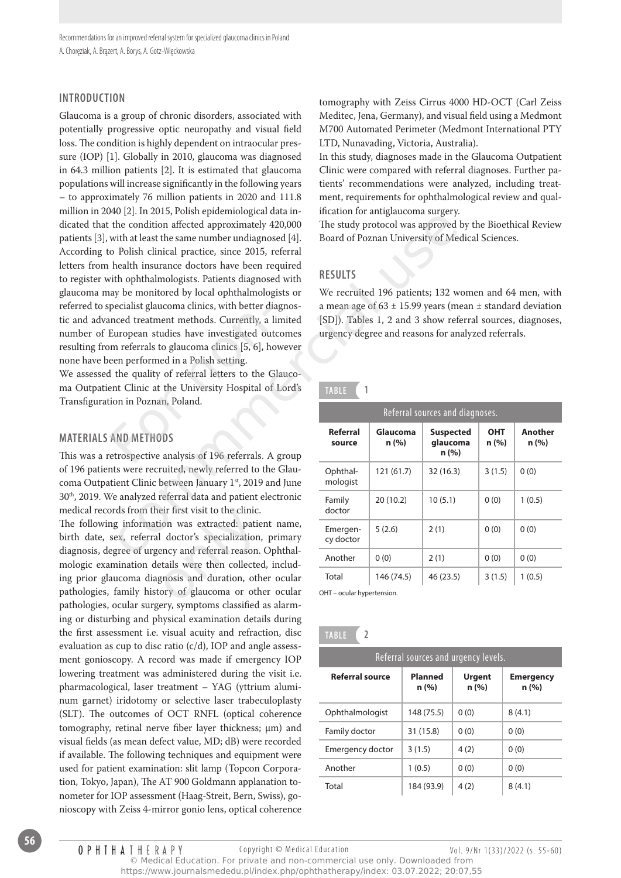## INTRODUCTION

Glaucoma is a group of chronic disorders, associated with potentially progressive optic neuropathy and visual field loss. The condition is highly dependent on intraocular pressure (IOP) [1]. Globally in 2010, glaucoma was diagnosed in 64.3 million patients [2]. It is estimated that glaucoma populations will increase significantly in the following years – to approximately 76 million patients in 2020 and 111.8 million in 2040 [2]. In 2015, Polish epidemiological data indicated that the condition affected approximately 420,000 patients [3], with at least the same number undiagnosed [4]. According to Polish clinical practice, since 2015, referral letters from health insurance doctors have been required to register with ophthalmologists. Patients diagnosed with glaucoma may be monitored by local ophthalmologists or referred to specialist glaucoma clinics, with better diagnostic and advanced treatment methods. Currently, a limited number of European studies have investigated outcomes resulting from referrals to glaucoma clinics [5, 6], however none have been performed in a Polish setting.

We assessed the quality of referral letters to the Glaucoma Outpatient Clinic at the University Hospital of Lord's Transfiguration in Poznan, Poland.

## MATERIALS AND METHODS

This was a retrospective analysis of 196 referrals. A group of 196 patients were recruited, newly referred to the Glaucoma Outpatient Clinic between January 1st, 2019 and June 30th, 2019. We analyzed referral data and patient electronic medical records from their first visit to the clinic.

The following information was extracted: patient name, birth date, sex, referral doctor's specialization, primary diagnosis, degree of urgency and referral reason. Ophthalmologic examination details were then collected, including prior glaucoma diagnosis and duration, other ocular pathologies, family history of glaucoma or other ocular pathologies, ocular surgery, symptoms classified as alarming or disturbing and physical examination details during the first assessment i.e. visual acuity and refraction, disc evaluation as cup to disc ratio (c/d), IOP and angle assessment gonioscopy. A record was made if emergency IOP lowering treatment was administered during the visit i.e. pharmacological, laser treatment – YAG (yttrium aluminum garnet) iridotomy or selective laser trabeculoplasty (SLT). The outcomes of OCT RNFL (optical coherence tomography, retinal nerve fiber layer thickness; μm) and visual fields (as mean defect value, MD; dB) were recorded if available. The following techniques and equipment were used for patient examination: slit lamp (Topcon Corporation, Tokyo, Japan), The AT 900 Goldmann applanation tonometer for IOP assessment (Haag-Streit, Bern, Swiss), gonioscopy with Zeiss 4-mirror gonio lens, optical coherence tomography with Zeiss Cirrus 4000 HD-OCT (Carl Zeiss Meditec, Jena, Germany), and visual field using a Medmont M700 Automated Perimeter (Medmont International PTY LTD, Nunavading, Victoria, Australia).

In this study, diagnoses made in the Glaucoma Outpatient Clinic were compared with referral diagnoses. Further patients' recommendations were analyzed, including treatment, requirements for ophthalmological review and qualification for antiglaucoma surgery.

The study protocol was approved by the Bioethical Review Board of Poznan University of Medical Sciences.

## RESULTS

We recruited 196 patients; 132 women and 64 men, with a mean age of 63 ± 15.99 years (mean ± standard deviation [SD]). Tables 1, 2 and 3 show referral sources, diagnoses, urgency degree and reasons for analyzed referrals.

**TABLE 1**

Referral sources and diagnoses.

| Referral source | Glaucoma n (%) | Suspected glaucoma n (%) | OHT n (%) | Another n (%) |
|---|---|---|---|---|
| Ophthalmologist | 121 (61.7) | 32 (16.3) | 3 (1.5) | 0 (0) |
| Family doctor | 20 (10.2) | 10 (5.1) | 0 (0) | 1 (0.5) |
| Emergency doctor | 5 (2.6) | 2 (1) | 0 (0) | 0 (0) |
| Another | 0 (0) | 2 (1) | 0 (0) | 0 (0) |
| Total | 146 (74.5) | 46 (23.5) | 3 (1.5) | 1 (0.5) |

OHT – ocular hypertension.

**TABLE 2**

Referral sources and urgency levels.

| Referral source | Planned n (%) | Urgent n (%) | Emergency n (%) |
|---|---|---|---|
| Ophthalmologist | 148 (75.5) | 0 (0) | 8 (4.1) |
| Family doctor | 31 (15.8) | 0 (0) | 0 (0) |
| Emergency doctor | 3 (1.5) | 4 (2) | 0 (0) |
| Another | 1 (0.5) | 0 (0) | 0 (0) |
| Total | 184 (93.9) | 4 (2) | 8 (4.1) |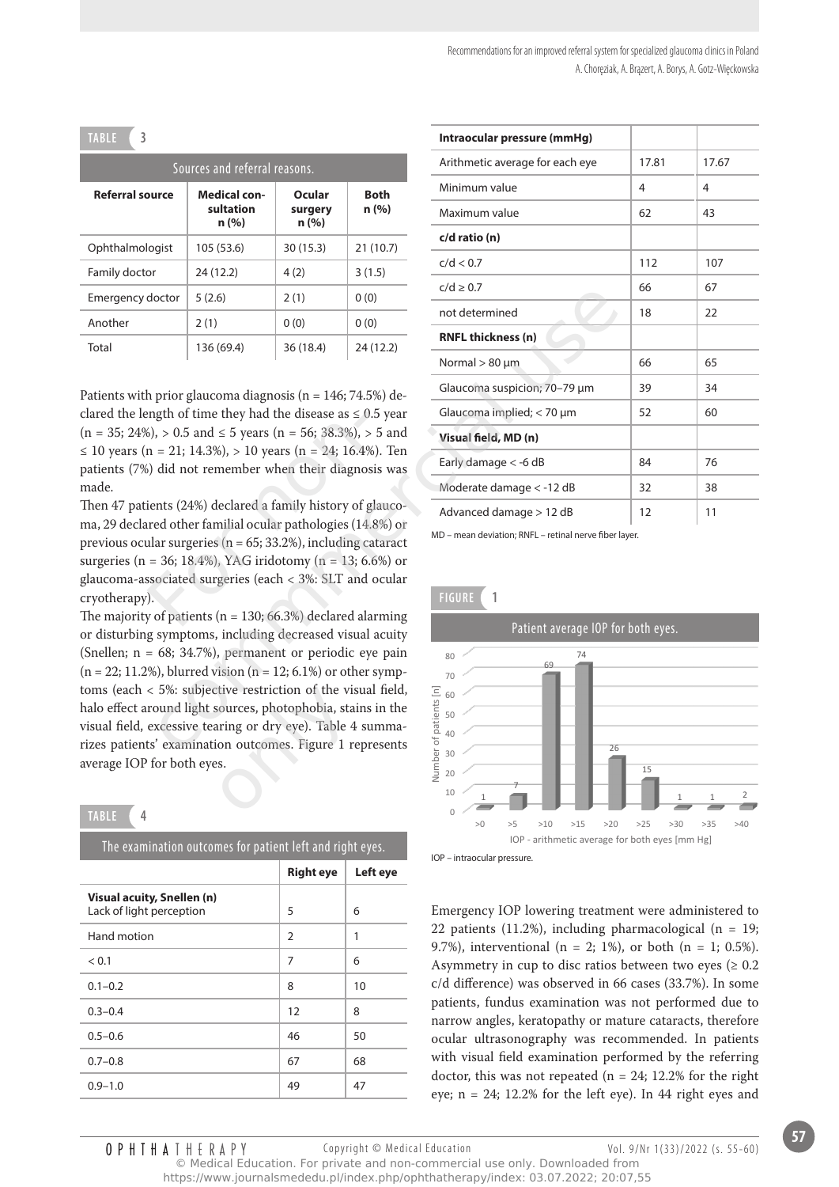**TABLE 3**

| Sources and referral reasons. | | | |
|---|---|---|---|
| **Referral source** | **Medical consultation n (%)** | **Ocular surgery n (%)** | **Both n (%)** |
| Ophthalmologist | 105 (53.6) | 30 (15.3) | 21 (10.7) |
| Family doctor | 24 (12.2) | 4 (2) | 3 (1.5) |
| Emergency doctor | 5 (2.6) | 2 (1) | 0 (0) |
| Another | 2 (1) | 0 (0) | 0 (0) |
| Total | 136 (69.4) | 36 (18.4) | 24 (12.2) |

Patients with prior glaucoma diagnosis (n = 146; 74.5%) declared the length of time they had the disease as ≤ 0.5 year (n = 35; 24%), > 0.5 and ≤ 5 years (n = 56; 38.3%), > 5 and ≤ 10 years (n = 21; 14.3%), > 10 years (n = 24; 16.4%). Ten patients (7%) did not remember when their diagnosis was made.

Then 47 patients (24%) declared a family history of glaucoma, 29 declared other familial ocular pathologies (14.8%) or previous ocular surgeries (n = 65; 33.2%), including cataract surgeries (n = 36; 18.4%), YAG iridotomy (n = 13; 6.6%) or glaucoma-associated surgeries (each < 3%: SLT and ocular cryotherapy).

The majority of patients (n = 130; 66.3%) declared alarming or disturbing symptoms, including decreased visual acuity (Snellen; n = 68; 34.7%), permanent or periodic eye pain (n = 22; 11.2%), blurred vision (n = 12; 6.1%) or other symptoms (each < 5%: subjective restriction of the visual field, halo effect around light sources, photophobia, stains in the visual field, excessive tearing or dry eye). Table 4 summarizes patients' examination outcomes. Figure 1 represents average IOP for both eyes.

**TABLE 4**

| The examination outcomes for patient left and right eyes. | | |
|---|---|---|
| | **Right eye** | **Left eye** |
| **Visual acuity, Snellen (n)** | | |
| Lack of light perception | 5 | 6 |
| Hand motion | 2 | 1 |
| < 0.1 | 7 | 6 |
| 0.1–0.2 | 8 | 10 |
| 0.3–0.4 | 12 | 8 |
| 0.5–0.6 | 46 | 50 |
| 0.7–0.8 | 67 | 68 |
| 0.9–1.0 | 49 | 47 |
| **Intraocular pressure (mmHg)** | | |
| Arithmetic average for each eye | 17.81 | 17.67 |
| Minimum value | 4 | 4 |
| Maximum value | 62 | 43 |
| **c/d ratio (n)** | | |
| c/d < 0.7 | 112 | 107 |
| c/d ≥ 0.7 | 66 | 67 |
| not determined | 18 | 22 |
| **RNFL thickness (n)** | | |
| Normal > 80 µm | 66 | 65 |
| Glaucoma suspicion; 70–79 µm | 39 | 34 |
| Glaucoma implied; < 70 µm | 52 | 60 |
| **Visual field, MD (n)** | | |
| Early damage < -6 dB | 84 | 76 |
| Moderate damage < -12 dB | 32 | 38 |
| Advanced damage > 12 dB | 12 | 11 |

MD – mean deviation; RNFL – retinal nerve fiber layer.

**FIGURE 1**

Patient average IOP for both eyes.

| IOP - arithmetic average for both eyes [mm Hg] | >0 | >5 | >10 | >15 | >20 | >25 | >30 | >35 | >40 |
|---|---|---|---|---|---|---|---|---|---|
| Number of patients [n] | 1 | 7 | 69 | 74 | 26 | 15 | 1 | 1 | 2 |

IOP – intraocular pressure.

Emergency IOP lowering treatment were administered to 22 patients (11.2%), including pharmacological (n = 19; 9.7%), interventional (n = 2; 1%), or both (n = 1; 0.5%). Asymmetry in cup to disc ratios between two eyes (≥ 0.2 c/d difference) was observed in 66 cases (33.7%). In some patients, fundus examination was not performed due to narrow angles, keratopathy or mature cataracts, therefore ocular ultrasonography was recommended. In patients with visual field examination performed by the referring doctor, this was not repeated (n = 24; 12.2% for the right eye; n = 24; 12.2% for the left eye). In 44 right eyes and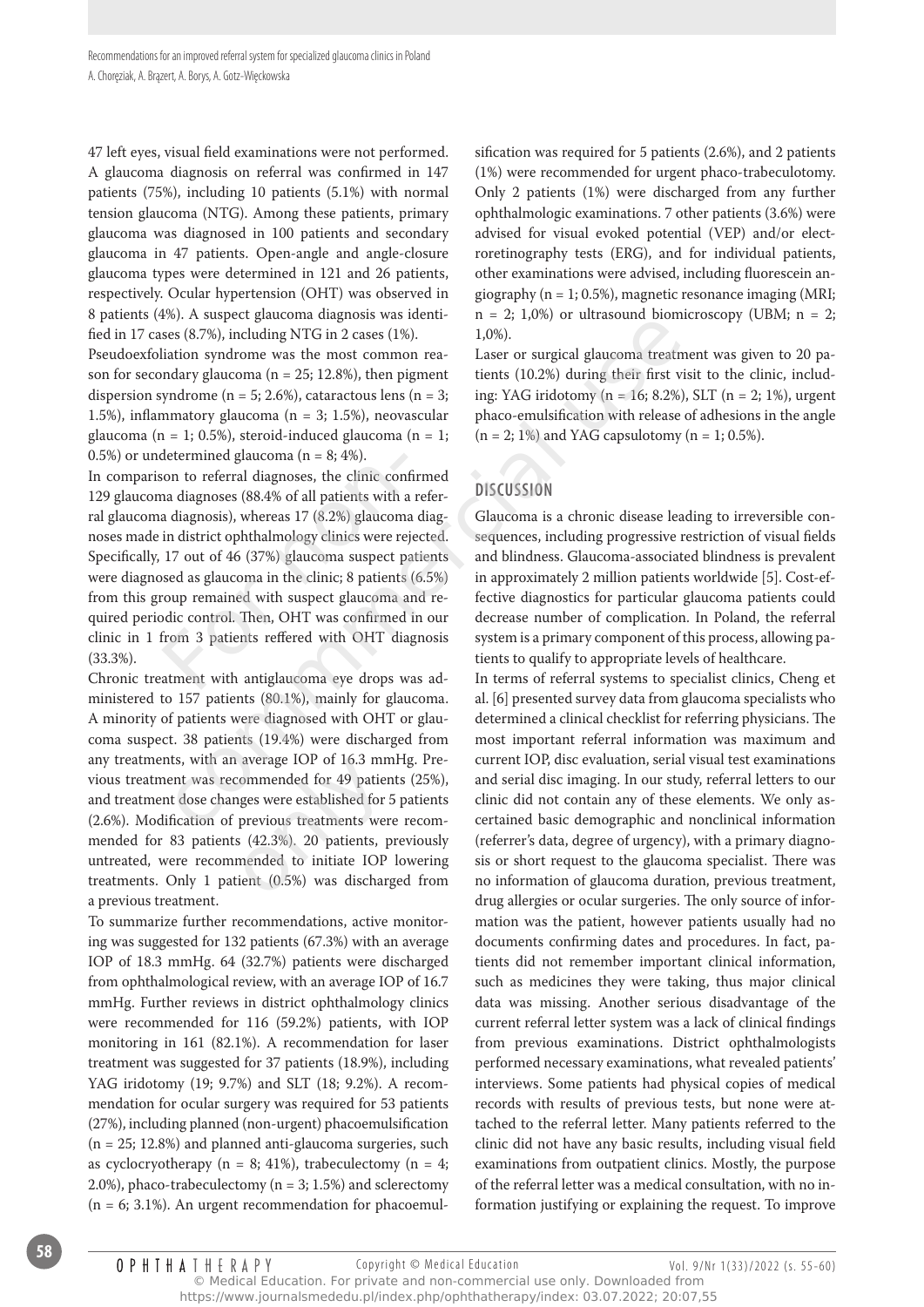47 left eyes, visual field examinations were not performed. A glaucoma diagnosis on referral was confirmed in 147 patients (75%), including 10 patients (5.1%) with normal tension glaucoma (NTG). Among these patients, primary glaucoma was diagnosed in 100 patients and secondary glaucoma in 47 patients. Open-angle and angle-closure glaucoma types were determined in 121 and 26 patients, respectively. Ocular hypertension (OHT) was observed in 8 patients (4%). A suspect glaucoma diagnosis was identified in 17 cases (8.7%), including NTG in 2 cases (1%).

Pseudoexfoliation syndrome was the most common reason for secondary glaucoma (n = 25; 12.8%), then pigment dispersion syndrome (n = 5; 2.6%), cataractous lens (n = 3; 1.5%), inflammatory glaucoma (n = 3; 1.5%), neovascular glaucoma (n = 1; 0.5%), steroid-induced glaucoma (n = 1; 0.5%) or undetermined glaucoma (n = 8; 4%).

In comparison to referral diagnoses, the clinic confirmed 129 glaucoma diagnoses (88.4% of all patients with a referral glaucoma diagnosis), whereas 17 (8.2%) glaucoma diagnoses made in district ophthalmology clinics were rejected. Specifically, 17 out of 46 (37%) glaucoma suspect patients were diagnosed as glaucoma in the clinic; 8 patients (6.5%) from this group remained with suspect glaucoma and required periodic control. Then, OHT was confirmed in our clinic in 1 from 3 patients reffered with OHT diagnosis (33.3%).

Chronic treatment with antiglaucoma eye drops was administered to 157 patients (80.1%), mainly for glaucoma. A minority of patients were diagnosed with OHT or glaucoma suspect. 38 patients (19.4%) were discharged from any treatments, with an average IOP of 16.3 mmHg. Previous treatment was recommended for 49 patients (25%), and treatment dose changes were established for 5 patients (2.6%). Modification of previous treatments were recommended for 83 patients (42.3%). 20 patients, previously untreated, were recommended to initiate IOP lowering treatments. Only 1 patient (0.5%) was discharged from a previous treatment.

To summarize further recommendations, active monitoring was suggested for 132 patients (67.3%) with an average IOP of 18.3 mmHg. 64 (32.7%) patients were discharged from ophthalmological review, with an average IOP of 16.7 mmHg. Further reviews in district ophthalmology clinics were recommended for 116 (59.2%) patients, with IOP monitoring in 161 (82.1%). A recommendation for laser treatment was suggested for 37 patients (18.9%), including YAG iridotomy (19; 9.7%) and SLT (18; 9.2%). A recommendation for ocular surgery was required for 53 patients (27%), including planned (non-urgent) phacoemulsification (n = 25; 12.8%) and planned anti-glaucoma surgeries, such as cyclocryotherapy (n = 8; 41%), trabeculectomy (n = 4; 2.0%), phaco-trabeculectomy (n = 3; 1.5%) and sclerectomy (n = 6; 3.1%). An urgent recommendation for phacoemulsification was required for 5 patients (2.6%), and 2 patients (1%) were recommended for urgent phaco-trabeculotomy. Only 2 patients (1%) were discharged from any further ophthalmologic examinations. 7 other patients (3.6%) were advised for visual evoked potential (VEP) and/or electroretinography tests (ERG), and for individual patients, other examinations were advised, including fluorescein angiography (n = 1; 0.5%), magnetic resonance imaging (MRI; n = 2; 1,0%) or ultrasound biomicroscopy (UBM; n = 2; 1,0%).

Laser or surgical glaucoma treatment was given to 20 patients (10.2%) during their first visit to the clinic, including: YAG iridotomy (n = 16; 8.2%), SLT (n = 2; 1%), urgent phaco-emulsification with release of adhesions in the angle (n = 2; 1%) and YAG capsulotomy (n = 1; 0.5%).

## DISCUSSION

Glaucoma is a chronic disease leading to irreversible consequences, including progressive restriction of visual fields and blindness. Glaucoma-associated blindness is prevalent in approximately 2 million patients worldwide [5]. Cost-effective diagnostics for particular glaucoma patients could decrease number of complication. In Poland, the referral system is a primary component of this process, allowing patients to qualify to appropriate levels of healthcare.

In terms of referral systems to specialist clinics, Cheng et al. [6] presented survey data from glaucoma specialists who determined a clinical checklist for referring physicians. The most important referral information was maximum and current IOP, disc evaluation, serial visual test examinations and serial disc imaging. In our study, referral letters to our clinic did not contain any of these elements. We only ascertained basic demographic and nonclinical information (referrer's data, degree of urgency), with a primary diagnosis or short request to the glaucoma specialist. There was no information of glaucoma duration, previous treatment, drug allergies or ocular surgeries. The only source of information was the patient, however patients usually had no documents confirming dates and procedures. In fact, patients did not remember important clinical information, such as medicines they were taking, thus major clinical data was missing. Another serious disadvantage of the current referral letter system was a lack of clinical findings from previous examinations. District ophthalmologists performed necessary examinations, what revealed patients' interviews. Some patients had physical copies of medical records with results of previous tests, but none were attached to the referral letter. Many patients referred to the clinic did not have any basic results, including visual field examinations from outpatient clinics. Mostly, the purpose of the referral letter was a medical consultation, with no information justifying or explaining the request. To improve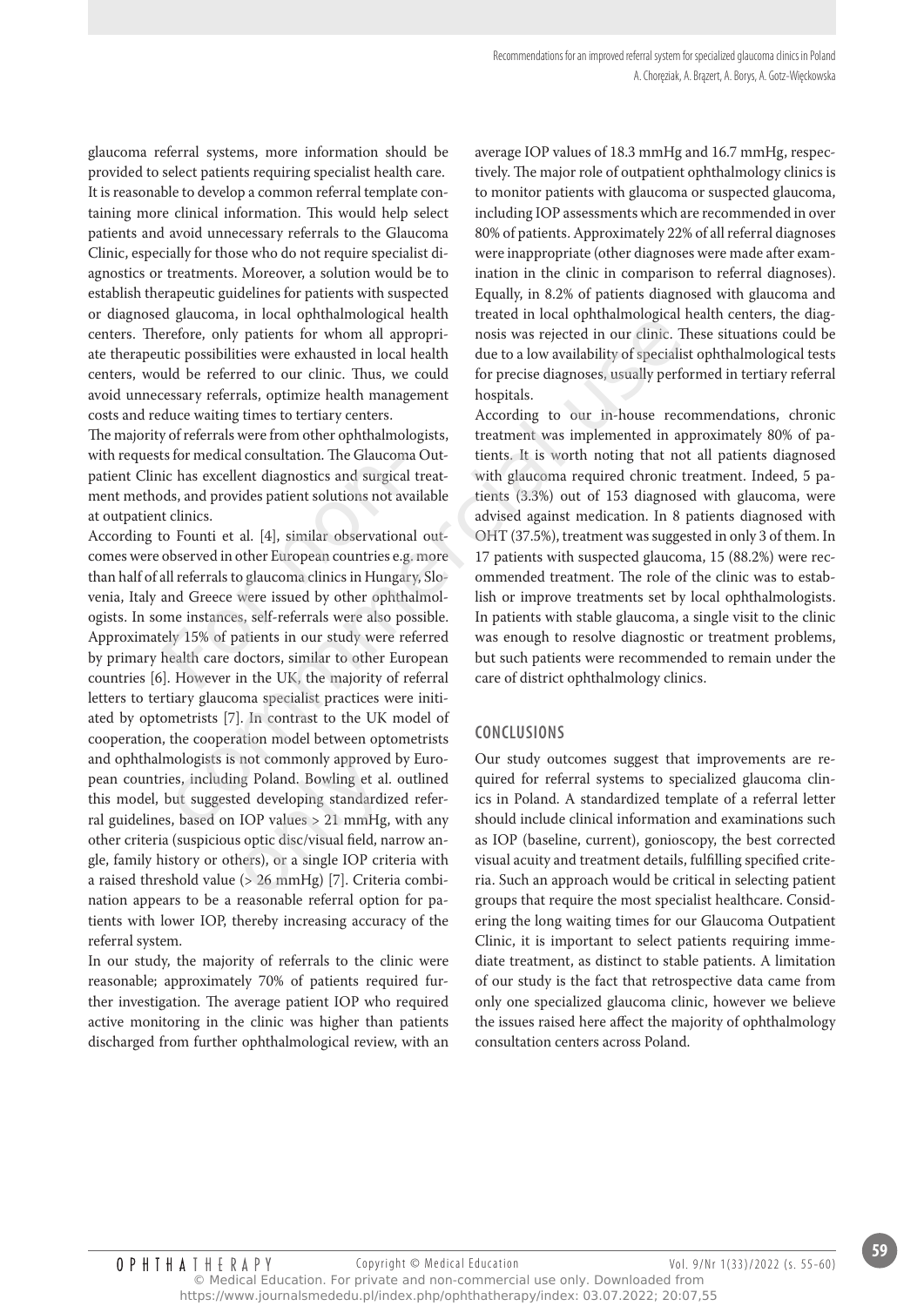glaucoma referral systems, more information should be provided to select patients requiring specialist health care. It is reasonable to develop a common referral template containing more clinical information. This would help select patients and avoid unnecessary referrals to the Glaucoma Clinic, especially for those who do not require specialist diagnostics or treatments. Moreover, a solution would be to establish therapeutic guidelines for patients with suspected or diagnosed glaucoma, in local ophthalmological health centers. Therefore, only patients for whom all appropriate therapeutic possibilities were exhausted in local health centers, would be referred to our clinic. Thus, we could avoid unnecessary referrals, optimize health management costs and reduce waiting times to tertiary centers.

The majority of referrals were from other ophthalmologists, with requests for medical consultation. The Glaucoma Outpatient Clinic has excellent diagnostics and surgical treatment methods, and provides patient solutions not available at outpatient clinics.

According to Founti et al. [4], similar observational outcomes were observed in other European countries e.g. more than half of all referrals to glaucoma clinics in Hungary, Slovenia, Italy and Greece were issued by other ophthalmologists. In some instances, self-referrals were also possible. Approximately 15% of patients in our study were referred by primary health care doctors, similar to other European countries [6]. However in the UK, the majority of referral letters to tertiary glaucoma specialist practices were initiated by optometrists [7]. In contrast to the UK model of cooperation, the cooperation model between optometrists and ophthalmologists is not commonly approved by European countries, including Poland. Bowling et al. outlined this model, but suggested developing standardized referral guidelines, based on IOP values > 21 mmHg, with any other criteria (suspicious optic disc/visual field, narrow angle, family history or others), or a single IOP criteria with a raised threshold value (> 26 mmHg) [7]. Criteria combination appears to be a reasonable referral option for patients with lower IOP, thereby increasing accuracy of the referral system.

In our study, the majority of referrals to the clinic were reasonable; approximately 70% of patients required further investigation. The average patient IOP who required active monitoring in the clinic was higher than patients discharged from further ophthalmological review, with an average IOP values of 18.3 mmHg and 16.7 mmHg, respectively. The major role of outpatient ophthalmology clinics is to monitor patients with glaucoma or suspected glaucoma, including IOP assessments which are recommended in over 80% of patients. Approximately 22% of all referral diagnoses were inappropriate (other diagnoses were made after examination in the clinic in comparison to referral diagnoses). Equally, in 8.2% of patients diagnosed with glaucoma and treated in local ophthalmological health centers, the diagnosis was rejected in our clinic. These situations could be due to a low availability of specialist ophthalmological tests for precise diagnoses, usually performed in tertiary referral hospitals.

According to our in-house recommendations, chronic treatment was implemented in approximately 80% of patients. It is worth noting that not all patients diagnosed with glaucoma required chronic treatment. Indeed, 5 patients (3.3%) out of 153 diagnosed with glaucoma, were advised against medication. In 8 patients diagnosed with OHT (37.5%), treatment was suggested in only 3 of them. In 17 patients with suspected glaucoma, 15 (88.2%) were recommended treatment. The role of the clinic was to establish or improve treatments set by local ophthalmologists. In patients with stable glaucoma, a single visit to the clinic was enough to resolve diagnostic or treatment problems, but such patients were recommended to remain under the care of district ophthalmology clinics.

## CONCLUSIONS

Our study outcomes suggest that improvements are required for referral systems to specialized glaucoma clinics in Poland. A standardized template of a referral letter should include clinical information and examinations such as IOP (baseline, current), gonioscopy, the best corrected visual acuity and treatment details, fulfilling specified criteria. Such an approach would be critical in selecting patient groups that require the most specialist healthcare. Considering the long waiting times for our Glaucoma Outpatient Clinic, it is important to select patients requiring immediate treatment, as distinct to stable patients. A limitation of our study is the fact that retrospective data came from only one specialized glaucoma clinic, however we believe the issues raised here affect the majority of ophthalmology consultation centers across Poland.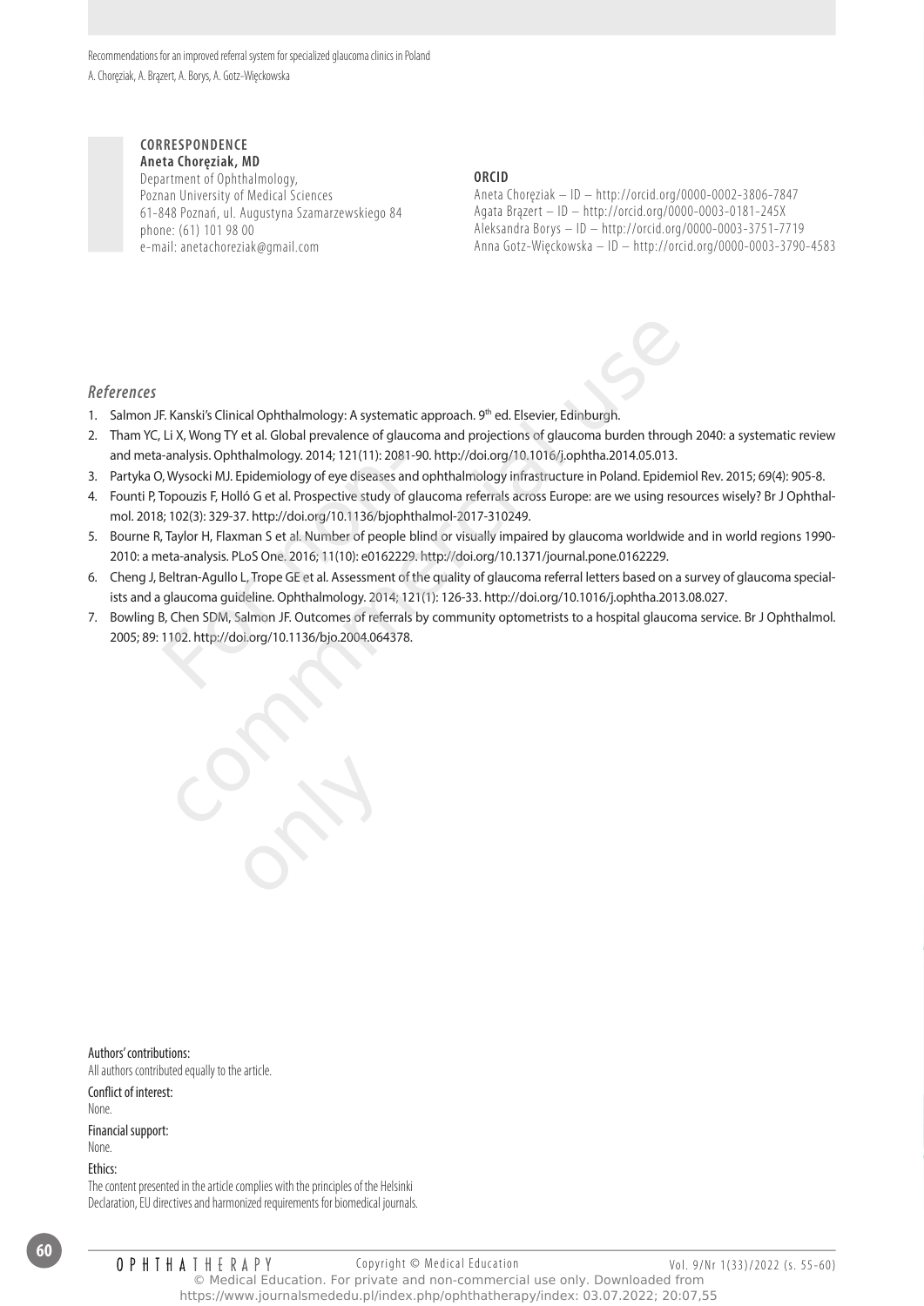**CORRESPONDENCE**
**Aneta Choręziak, MD**
Department of Ophthalmology,
Poznan University of Medical Sciences
61-848 Poznań, ul. Augustyna Szamarzewskiego 84
phone: (61) 101 98 00
e-mail: anetachoreziak@gmail.com

**ORCID**
Aneta Choręziak – ID – http://orcid.org/0000-0002-3806-7847
Agata Brązert – ID – http://orcid.org/0000-0003-0181-245X
Aleksandra Borys – ID – http://orcid.org/0000-0003-3751-7719
Anna Gotz-Więckowska – ID – http://orcid.org/0000-0003-3790-4583

## *References*

1. Salmon JF. Kanski's Clinical Ophthalmology: A systematic approach. 9th ed. Elsevier, Edinburgh.
2. Tham YC, Li X, Wong TY et al. Global prevalence of glaucoma and projections of glaucoma burden through 2040: a systematic review and meta-analysis. Ophthalmology. 2014; 121(11): 2081-90. http://doi.org/10.1016/j.ophtha.2014.05.013.
3. Partyka O, Wysocki MJ. Epidemiology of eye diseases and ophthalmology infrastructure in Poland. Epidemiol Rev. 2015; 69(4): 905-8.
4. Founti P, Topouzis F, Holló G et al. Prospective study of glaucoma referrals across Europe: are we using resources wisely? Br J Ophthalmol. 2018; 102(3): 329-37. http://doi.org/10.1136/bjophthalmol-2017-310249.
5. Bourne R, Taylor H, Flaxman S et al. Number of people blind or visually impaired by glaucoma worldwide and in world regions 1990-2010: a meta-analysis. PLoS One. 2016; 11(10): e0162229. http://doi.org/10.1371/journal.pone.0162229.
6. Cheng J, Beltran-Agullo L, Trope GE et al. Assessment of the quality of glaucoma referral letters based on a survey of glaucoma specialists and a glaucoma guideline. Ophthalmology. 2014; 121(1): 126-33. http://doi.org/10.1016/j.ophtha.2013.08.027.
7. Bowling B, Chen SDM, Salmon JF. Outcomes of referrals by community optometrists to a hospital glaucoma service. Br J Ophthalmol. 2005; 89: 1102. http://doi.org/10.1136/bjo.2004.064378.

Authors' contributions:
All authors contributed equally to the article.

Conflict of interest:
None.

Financial support:
None.

Ethics:
The content presented in the article complies with the principles of the Helsinki Declaration, EU directives and harmonized requirements for biomedical journals.